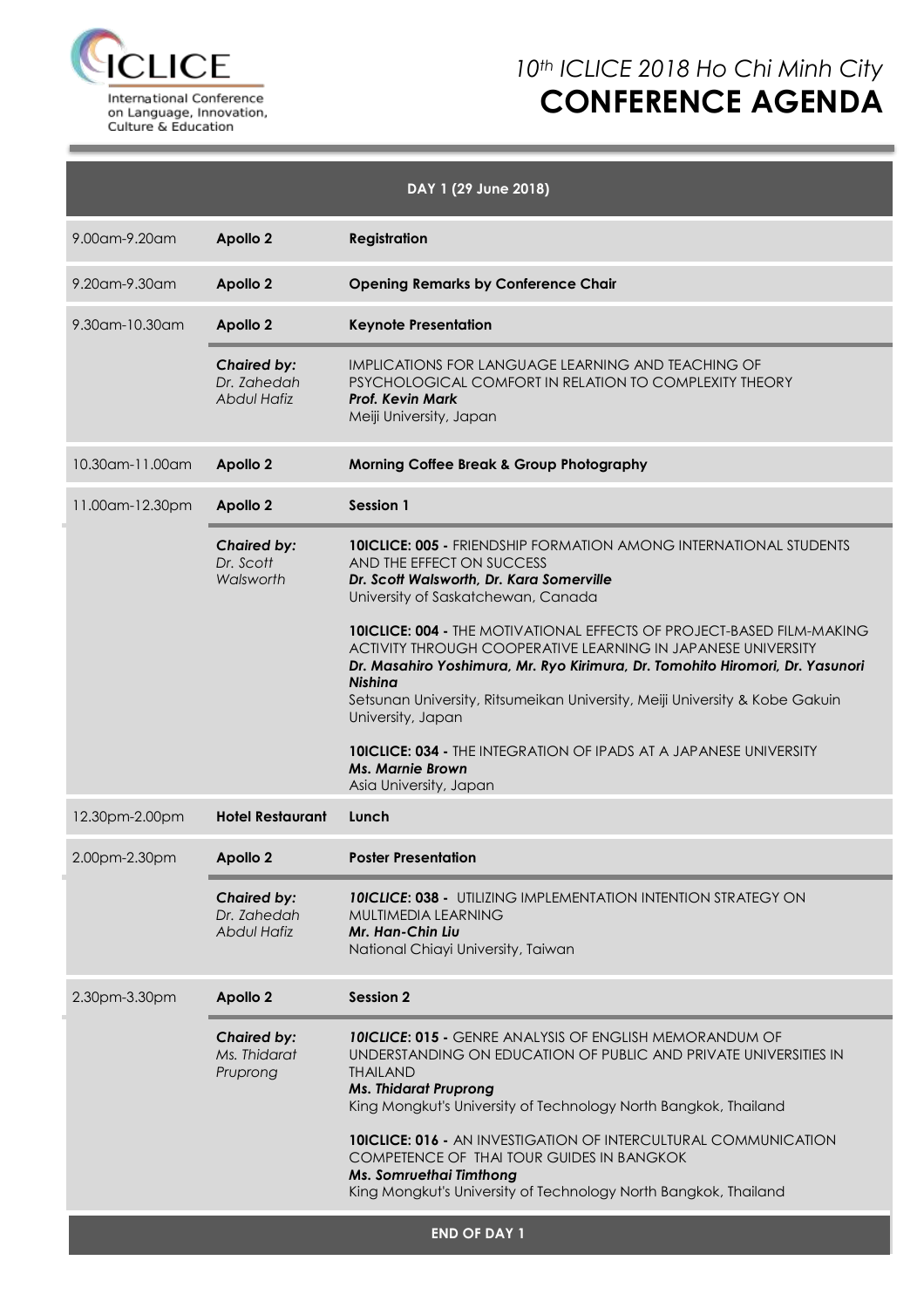ICLICE
International Conference on Language, Innovation, Culture & Education

# 10th ICLICE 2018 Ho Chi Minh City
# CONFERENCE AGENDA

| DAY 1 (29 June 2018) | | |
|---|---|---|
| 9.00am-9.20am | **Apollo 2** | **Registration** |
| 9.20am-9.30am | **Apollo 2** | **Opening Remarks by Conference Chair** |
| 9.30am-10.30am | **Apollo 2** | **Keynote Presentation** |
| | ***Chaired by:*** *Dr. Zahedah Abdul Hafiz* | IMPLICATIONS FOR LANGUAGE LEARNING AND TEACHING OF PSYCHOLOGICAL COMFORT IN RELATION TO COMPLEXITY THEORY<br>***Prof. Kevin Mark***<br>Meiji University, Japan |
| 10.30am-11.00am | **Apollo 2** | **Morning Coffee Break & Group Photography** |
| 11.00am-12.30pm | **Apollo 2** | **Session 1** |
| | ***Chaired by:*** *Dr. Scott Walsworth* | **10ICLICE: 005 -** FRIENDSHIP FORMATION AMONG INTERNATIONAL STUDENTS AND THE EFFECT ON SUCCESS<br>***Dr. Scott Walsworth, Dr. Kara Somerville***<br>University of Saskatchewan, Canada<br><br>**10ICLICE: 004 -** THE MOTIVATIONAL EFFECTS OF PROJECT-BASED FILM-MAKING ACTIVITY THROUGH COOPERATIVE LEARNING IN JAPANESE UNIVERSITY<br>***Dr. Masahiro Yoshimura, Mr. Ryo Kirimura, Dr. Tomohito Hiromori, Dr. Yasunori Nishina***<br>Setsunan University, Ritsumeikan University, Meiji University & Kobe Gakuin University, Japan<br><br>**10ICLICE: 034 -** THE INTEGRATION OF IPADS AT A JAPANESE UNIVERSITY<br>***Ms. Marnie Brown***<br>Asia University, Japan |
| 12.30pm-2.00pm | **Hotel Restaurant** | **Lunch** |
| 2.00pm-2.30pm | **Apollo 2** | **Poster Presentation** |
| | ***Chaired by:*** *Dr. Zahedah Abdul Hafiz* | ***10ICLICE*: 038 -** UTILIZING IMPLEMENTATION INTENTION STRATEGY ON MULTIMEDIA LEARNING<br>***Mr. Han-Chin Liu***<br>National Chiayi University, Taiwan |
| 2.30pm-3.30pm | **Apollo 2** | **Session 2** |
| | ***Chaired by:*** *Ms. Thidarat Pruprong* | ***10ICLICE*: 015 -** GENRE ANALYSIS OF ENGLISH MEMORANDUM OF UNDERSTANDING ON EDUCATION OF PUBLIC AND PRIVATE UNIVERSITIES IN THAILAND<br>***Ms. Thidarat Pruprong***<br>King Mongkut's University of Technology North Bangkok, Thailand<br><br>**10ICLICE: 016 -** AN INVESTIGATION OF INTERCULTURAL COMMUNICATION COMPETENCE OF THAI TOUR GUIDES IN BANGKOK<br>***Ms. Somruethai Timthong***<br>King Mongkut's University of Technology North Bangkok, Thailand |
| **END OF DAY 1** | | |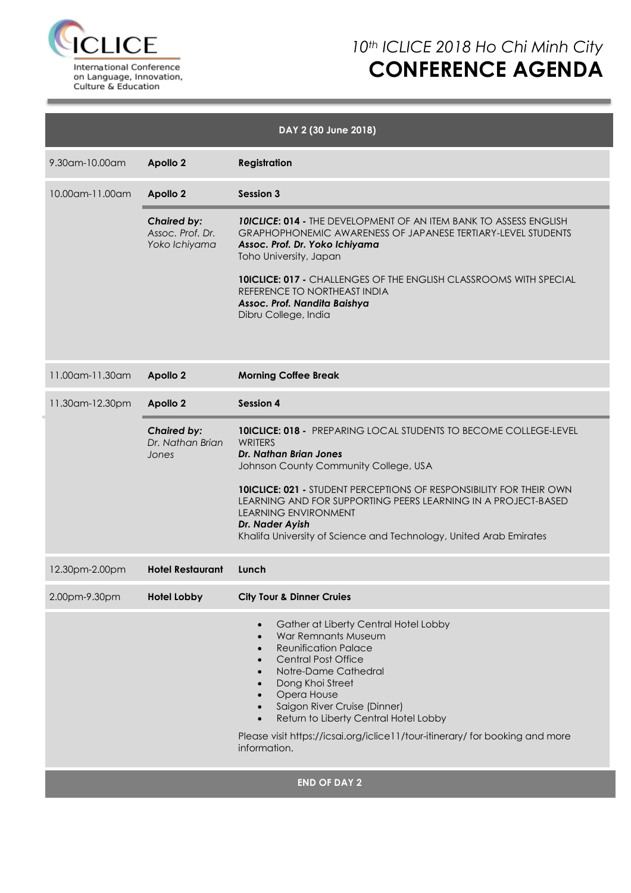# 10th ICLICE 2018 Ho Chi Minh City

# CONFERENCE AGENDA

| DAY 2 (30 June 2018) | | |
|---|---|---|
| 9.30am-10.00am | **Apollo 2** | **Registration** |
| 10.00am-11.00am | **Apollo 2** | **Session 3** |
| | ***Chaired by:*** *Assoc. Prof. Dr. Yoko Ichiyama* | ***10ICLICE*: 014 -** THE DEVELOPMENT OF AN ITEM BANK TO ASSESS ENGLISH GRAPHOPHONEMIC AWARENESS OF JAPANESE TERTIARY-LEVEL STUDENTS<br>***Assoc. Prof. Dr. Yoko Ichiyama***<br>Toho University, Japan<br><br>**10ICLICE: 017 -** CHALLENGES OF THE ENGLISH CLASSROOMS WITH SPECIAL REFERENCE TO NORTHEAST INDIA<br>***Assoc. Prof. Nandita Baishya***<br>Dibru College, India |
| 11.00am-11.30am | **Apollo 2** | **Morning Coffee Break** |
| 11.30am-12.30pm | **Apollo 2** | **Session 4** |
| | ***Chaired by:*** *Dr. Nathan Brian Jones* | **10ICLICE: 018 -** PREPARING LOCAL STUDENTS TO BECOME COLLEGE-LEVEL WRITERS<br>***Dr. Nathan Brian Jones***<br>Johnson County Community College, USA<br><br>**10ICLICE: 021 -** STUDENT PERCEPTIONS OF RESPONSIBILITY FOR THEIR OWN LEARNING AND FOR SUPPORTING PEERS LEARNING IN A PROJECT-BASED LEARNING ENVIRONMENT<br>***Dr. Nader Ayish***<br>Khalifa University of Science and Technology, United Arab Emirates |
| 12.30pm-2.00pm | **Hotel Restaurant** | **Lunch** |
| 2.00pm-9.30pm | **Hotel Lobby** | **City Tour & Dinner Cruies** |
| | | • Gather at Liberty Central Hotel Lobby<br>• War Remnants Museum<br>• Reunification Palace<br>• Central Post Office<br>• Notre-Dame Cathedral<br>• Dong Khoi Street<br>• Opera House<br>• Saigon River Cruise (Dinner)<br>• Return to Liberty Central Hotel Lobby<br><br>Please visit https://icsai.org/iclice11/tour-itinerary/ for booking and more information. |

**END OF DAY 2**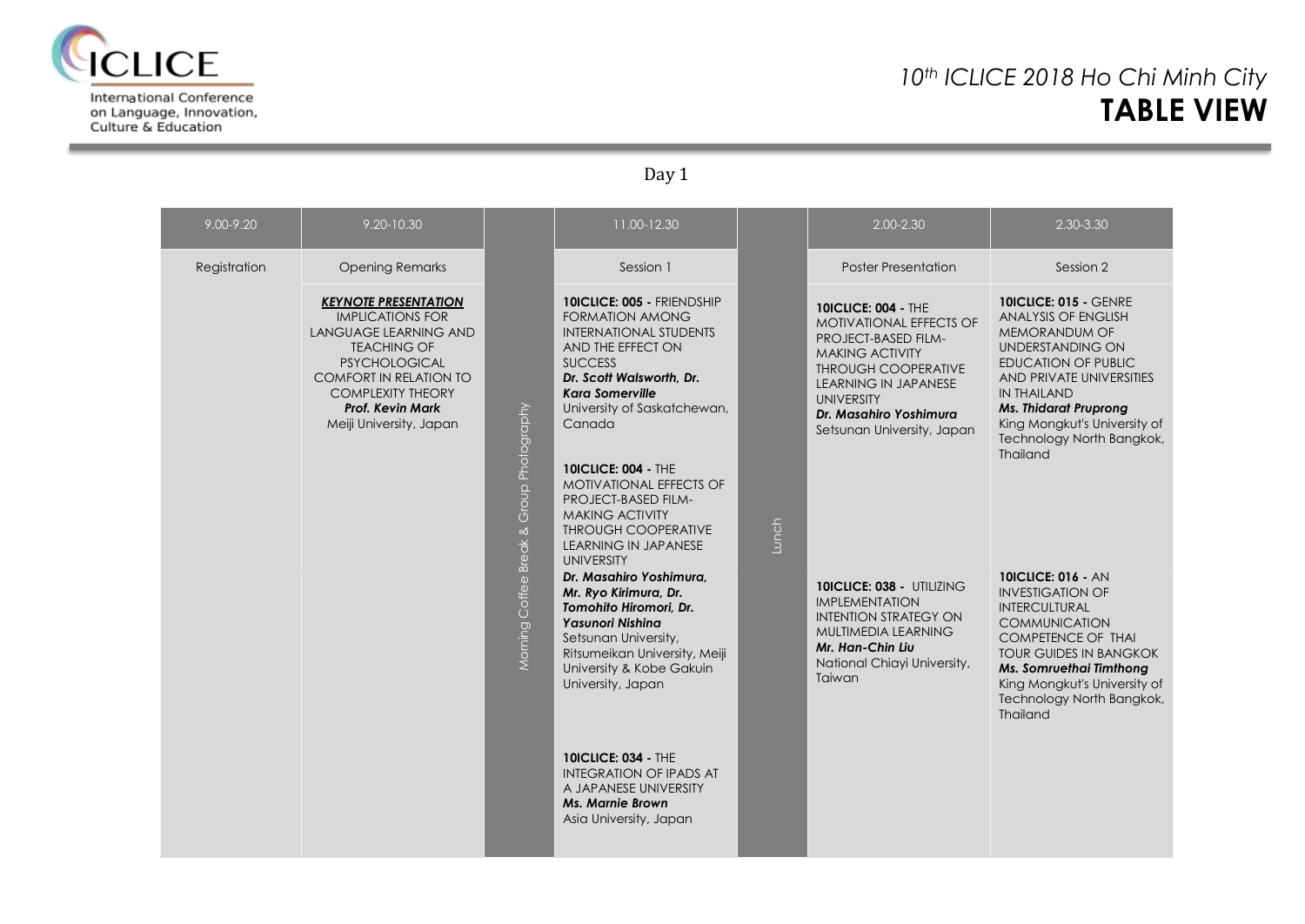# 10th ICLICE 2018 Ho Chi Minh City

## TABLE VIEW

Day 1

| 9.00-9.20 | 9.20-10.30 | | 11.00-12.30 | | 2.00-2.30 | 2.30-3.30 |
|---|---|---|---|---|---|---|
| Registration | Opening Remarks | Morning Coffee Break & Group Photography | Session 1 | Lunch | Poster Presentation | Session 2 |
| | ***KEYNOTE PRESENTATION*** IMPLICATIONS FOR LANGUAGE LEARNING AND TEACHING OF PSYCHOLOGICAL COMFORT IN RELATION TO COMPLEXITY THEORY ***Prof. Kevin Mark*** Meiji University, Japan | | **10ICLICE: 005 -** FRIENDSHIP FORMATION AMONG INTERNATIONAL STUDENTS AND THE EFFECT ON SUCCESS ***Dr. Scott Walsworth, Dr. Kara Somerville*** University of Saskatchewan, Canada | | **10ICLICE: 004 -** THE MOTIVATIONAL EFFECTS OF PROJECT-BASED FILM-MAKING ACTIVITY THROUGH COOPERATIVE LEARNING IN JAPANESE UNIVERSITY ***Dr. Masahiro Yoshimura*** Setsunan University, Japan | **10ICLICE: 015 -** GENRE ANALYSIS OF ENGLISH MEMORANDUM OF UNDERSTANDING ON EDUCATION OF PUBLIC AND PRIVATE UNIVERSITIES IN THAILAND ***Ms. Thidarat Pruprong*** King Mongkut's University of Technology North Bangkok, Thailand |
| | | | **10ICLICE: 004 -** THE MOTIVATIONAL EFFECTS OF PROJECT-BASED FILM-MAKING ACTIVITY THROUGH COOPERATIVE LEARNING IN JAPANESE UNIVERSITY ***Dr. Masahiro Yoshimura, Mr. Ryo Kirimura, Dr. Tomohito Hiromori, Dr. Yasunori Nishina*** Setsunan University, Ritsumeikan University, Meiji University & Kobe Gakuin University, Japan | | **10ICLICE: 038 -** UTILIZING IMPLEMENTATION INTENTION STRATEGY ON MULTIMEDIA LEARNING ***Mr. Han-Chin Liu*** National Chiayi University, Taiwan | **10ICLICE: 016 -** AN INVESTIGATION OF INTERCULTURAL COMMUNICATION COMPETENCE OF THAI TOUR GUIDES IN BANGKOK ***Ms. Somruethai Timthong*** King Mongkut's University of Technology North Bangkok, Thailand |
| | | | **10ICLICE: 034 -** THE INTEGRATION OF IPADS AT A JAPANESE UNIVERSITY ***Ms. Marnie Brown*** Asia University, Japan | | | |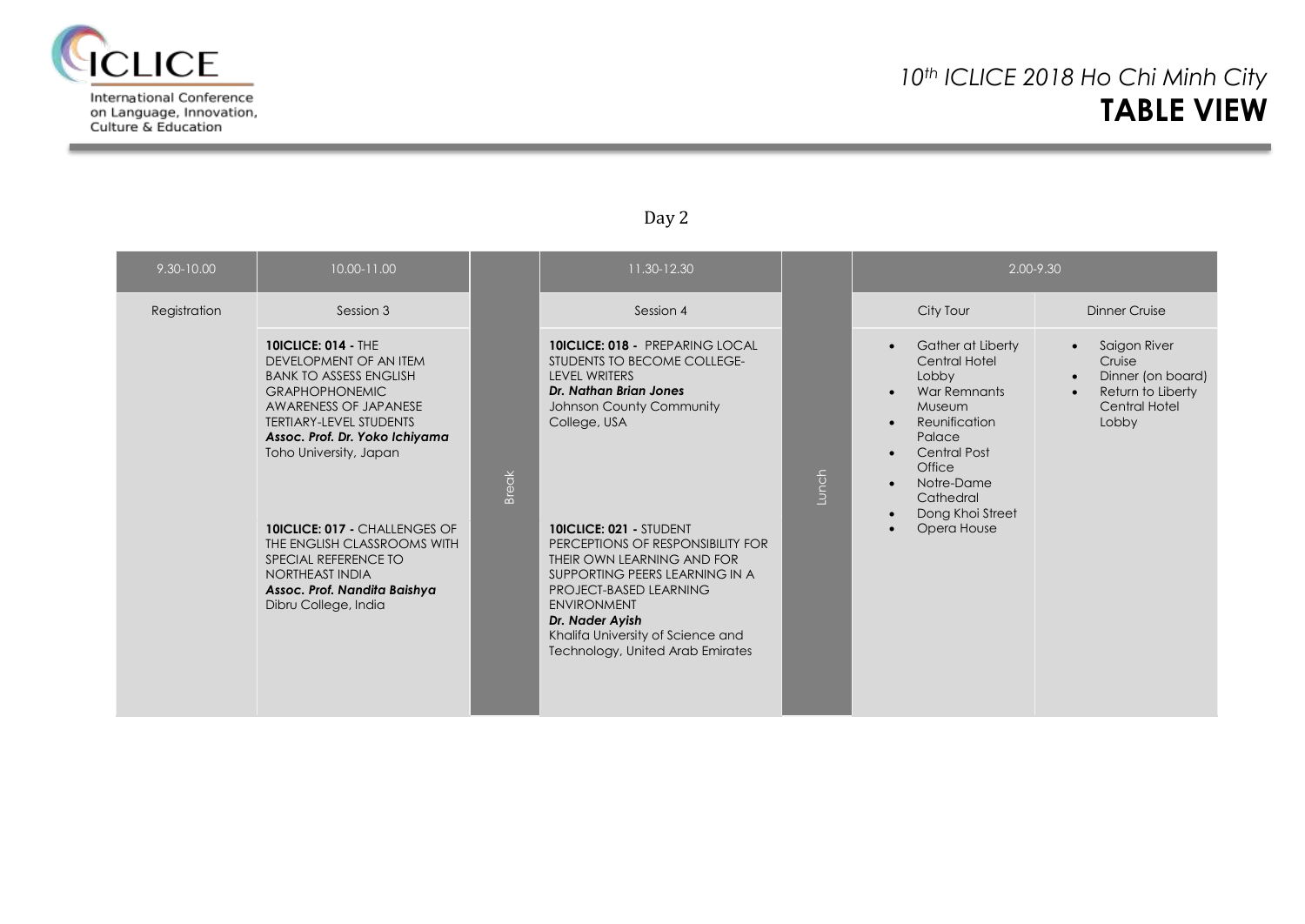# 10th ICLICE 2018 Ho Chi Minh City

## TABLE VIEW

### Day 2

| 9.30-10.00 | 10.00-11.00 | | 11.30-12.30 | | 2.00-9.30 | |
|---|---|---|---|---|---|---|
| Registration | Session 3 | Break | Session 4 | Lunch | City Tour | Dinner Cruise |
| | **10ICLICE: 014 -** THE DEVELOPMENT OF AN ITEM BANK TO ASSESS ENGLISH GRAPHOPHONEMIC AWARENESS OF JAPANESE TERTIARY-LEVEL STUDENTS<br>***Assoc. Prof. Dr. Yoko Ichiyama***<br>Toho University, Japan<br><br>**10ICLICE: 017 -** CHALLENGES OF THE ENGLISH CLASSROOMS WITH SPECIAL REFERENCE TO NORTHEAST INDIA<br>***Assoc. Prof. Nandita Baishya***<br>Dibru College, India | | **10ICLICE: 018 -** PREPARING LOCAL STUDENTS TO BECOME COLLEGE-LEVEL WRITERS<br>***Dr. Nathan Brian Jones***<br>Johnson County Community College, USA<br><br>**10ICLICE: 021 -** STUDENT PERCEPTIONS OF RESPONSIBILITY FOR THEIR OWN LEARNING AND FOR SUPPORTING PEERS LEARNING IN A PROJECT-BASED LEARNING ENVIRONMENT<br>***Dr. Nader Ayish***<br>Khalifa University of Science and Technology, United Arab Emirates | | • Gather at Liberty Central Hotel Lobby<br>• War Remnants Museum<br>• Reunification Palace<br>• Central Post Office<br>• Notre-Dame Cathedral<br>• Dong Khoi Street<br>• Opera House | • Saigon River Cruise<br>• Dinner (on board)<br>• Return to Liberty Central Hotel Lobby |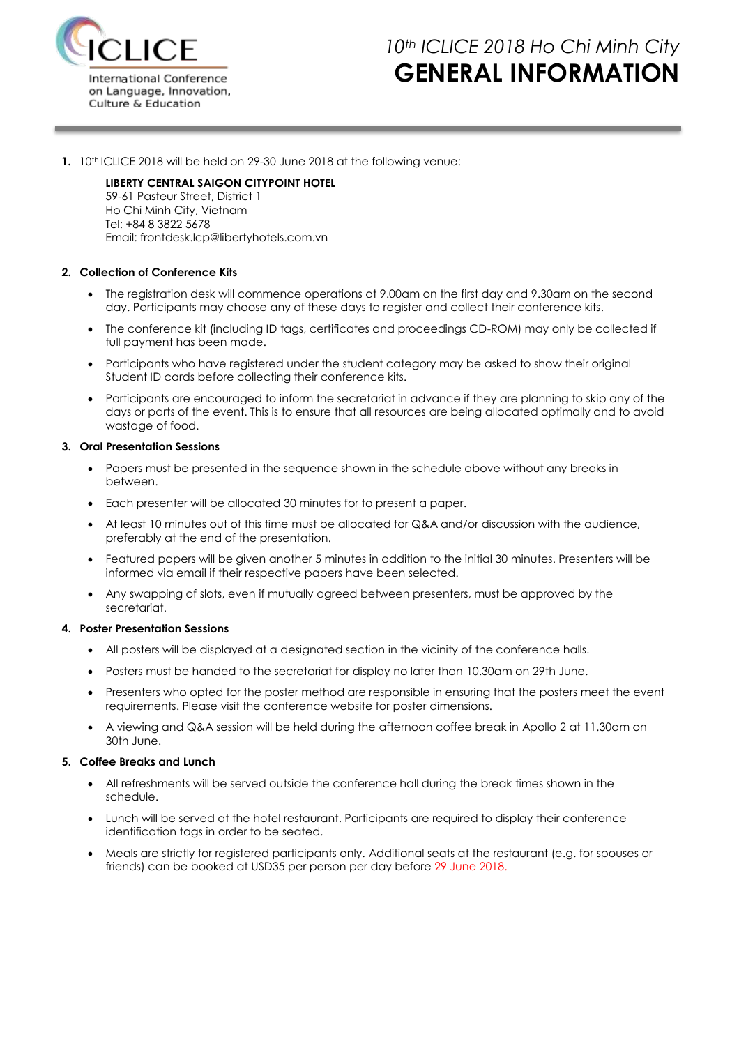ICLICE

International Conference on Language, Innovation, Culture & Education

# *10th ICLICE 2018 Ho Chi Minh City*
# GENERAL INFORMATION

1. 10th ICLICE 2018 will be held on 29-30 June 2018 at the following venue:

   **LIBERTY CENTRAL SAIGON CITYPOINT HOTEL**
   59-61 Pasteur Street, District 1
   Ho Chi Minh City, Vietnam
   Tel: +84 8 3822 5678
   Email: frontdesk.lcp@libertyhotels.com.vn

2. **Collection of Conference Kits**
   - The registration desk will commence operations at 9.00am on the first day and 9.30am on the second day. Participants may choose any of these days to register and collect their conference kits.
   - The conference kit (including ID tags, certificates and proceedings CD-ROM) may only be collected if full payment has been made.
   - Participants who have registered under the student category may be asked to show their original Student ID cards before collecting their conference kits.
   - Participants are encouraged to inform the secretariat in advance if they are planning to skip any of the days or parts of the event. This is to ensure that all resources are being allocated optimally and to avoid wastage of food.

3. **Oral Presentation Sessions**
   - Papers must be presented in the sequence shown in the schedule above without any breaks in between.
   - Each presenter will be allocated 30 minutes for to present a paper.
   - At least 10 minutes out of this time must be allocated for Q&A and/or discussion with the audience, preferably at the end of the presentation.
   - Featured papers will be given another 5 minutes in addition to the initial 30 minutes. Presenters will be informed via email if their respective papers have been selected.
   - Any swapping of slots, even if mutually agreed between presenters, must be approved by the secretariat.

4. **Poster Presentation Sessions**
   - All posters will be displayed at a designated section in the vicinity of the conference halls.
   - Posters must be handed to the secretariat for display no later than 10.30am on 29th June.
   - Presenters who opted for the poster method are responsible in ensuring that the posters meet the event requirements. Please visit the conference website for poster dimensions.
   - A viewing and Q&A session will be held during the afternoon coffee break in Apollo 2 at 11.30am on 30th June.

5. **Coffee Breaks and Lunch**
   - All refreshments will be served outside the conference hall during the break times shown in the schedule.
   - Lunch will be served at the hotel restaurant. Participants are required to display their conference identification tags in order to be seated.
   - Meals are strictly for registered participants only. Additional seats at the restaurant (e.g. for spouses or friends) can be booked at USD35 per person per day before 29 June 2018.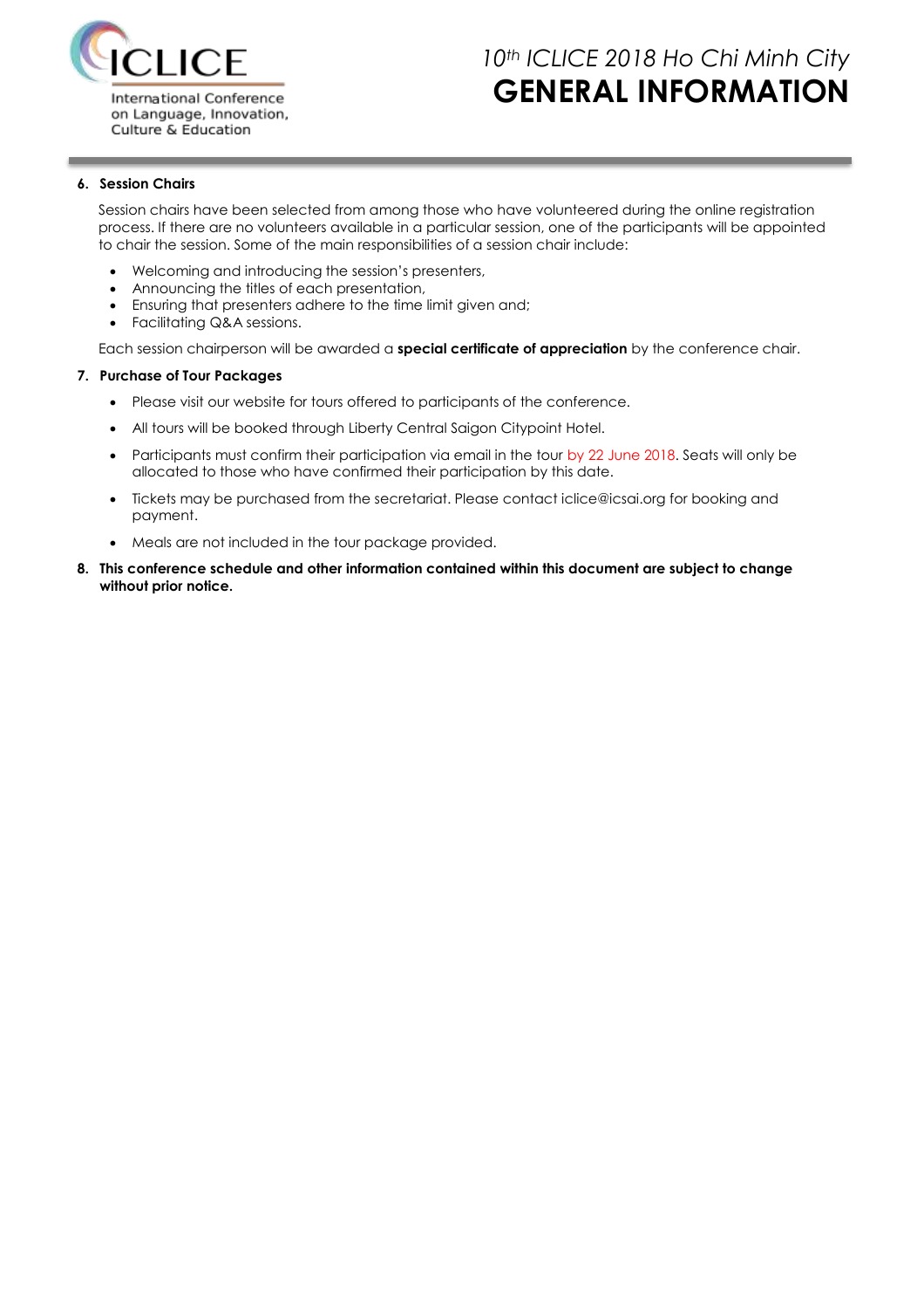6. **Session Chairs**

   Session chairs have been selected from among those who have volunteered during the online registration process. If there are no volunteers available in a particular session, one of the participants will be appointed to chair the session. Some of the main responsibilities of a session chair include:

   - Welcoming and introducing the session's presenters,
   - Announcing the titles of each presentation,
   - Ensuring that presenters adhere to the time limit given and;
   - Facilitating Q&A sessions.

   Each session chairperson will be awarded a **special certificate of appreciation** by the conference chair.

7. **Purchase of Tour Packages**

   - Please visit our website for tours offered to participants of the conference.
   - All tours will be booked through Liberty Central Saigon Citypoint Hotel.
   - Participants must confirm their participation via email in the tour by 22 June 2018. Seats will only be allocated to those who have confirmed their participation by this date.
   - Tickets may be purchased from the secretariat. Please contact iclice@icsai.org for booking and payment.
   - Meals are not included in the tour package provided.

8. **This conference schedule and other information contained within this document are subject to change without prior notice.**